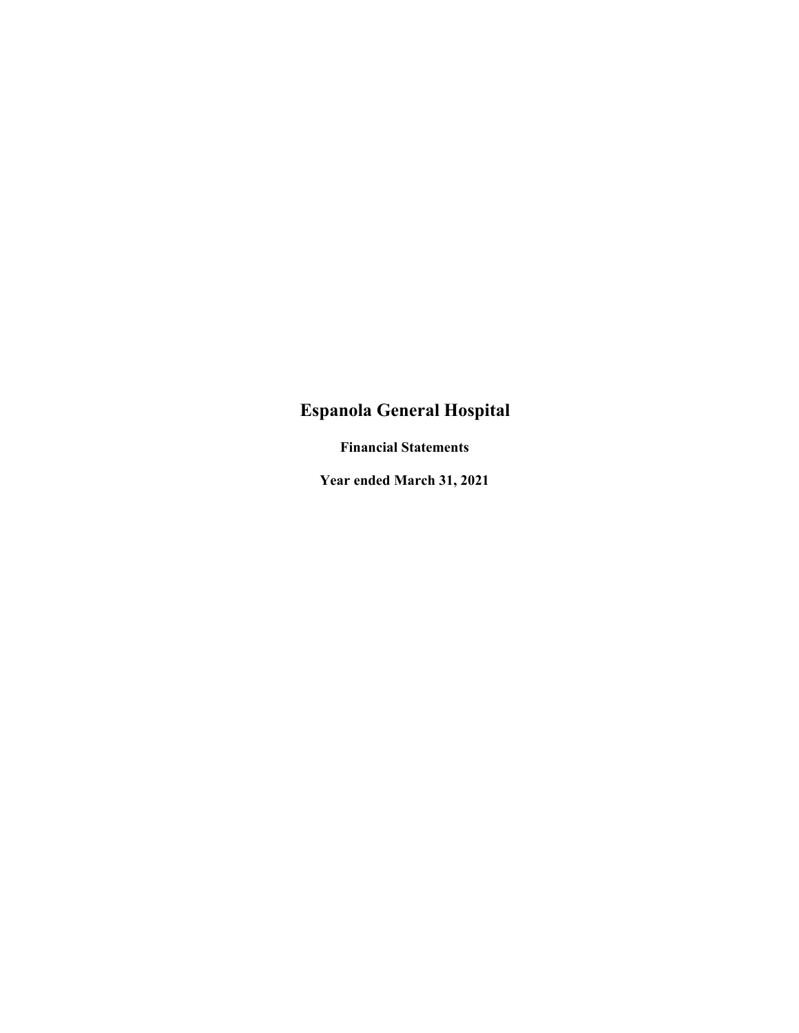# Espanola General Hospital

**Financial Statements**

**Year ended March 31, 2021**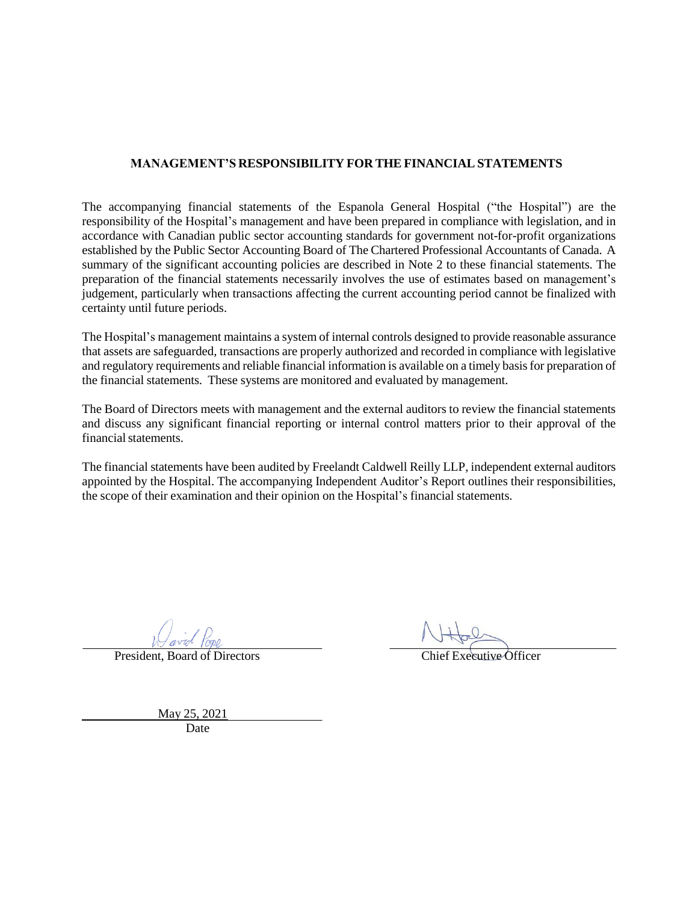# MANAGEMENT'S RESPONSIBILITY FOR THE FINANCIAL STATEMENTS

The accompanying financial statements of the Espanola General Hospital ("the Hospital") are the responsibility of the Hospital's management and have been prepared in compliance with legislation, and in accordance with Canadian public sector accounting standards for government not-for-profit organizations established by the Public Sector Accounting Board of The Chartered Professional Accountants of Canada. A summary of the significant accounting policies are described in Note 2 to these financial statements. The preparation of the financial statements necessarily involves the use of estimates based on management's judgement, particularly when transactions affecting the current accounting period cannot be finalized with certainty until future periods.

The Hospital's management maintains a system of internal controls designed to provide reasonable assurance that assets are safeguarded, transactions are properly authorized and recorded in compliance with legislative and regulatory requirements and reliable financial information is available on a timely basis for preparation of the financial statements. These systems are monitored and evaluated by management.

The Board of Directors meets with management and the external auditors to review the financial statements and discuss any significant financial reporting or internal control matters prior to their approval of the financial statements.

The financial statements have been audited by Freelandt Caldwell Reilly LLP, independent external auditors appointed by the Hospital. The accompanying Independent Auditor's Report outlines their responsibilities, the scope of their examination and their opinion on the Hospital's financial statements.

David Pope
President, Board of Directors

Chief Executive Officer

May 25, 2021
Date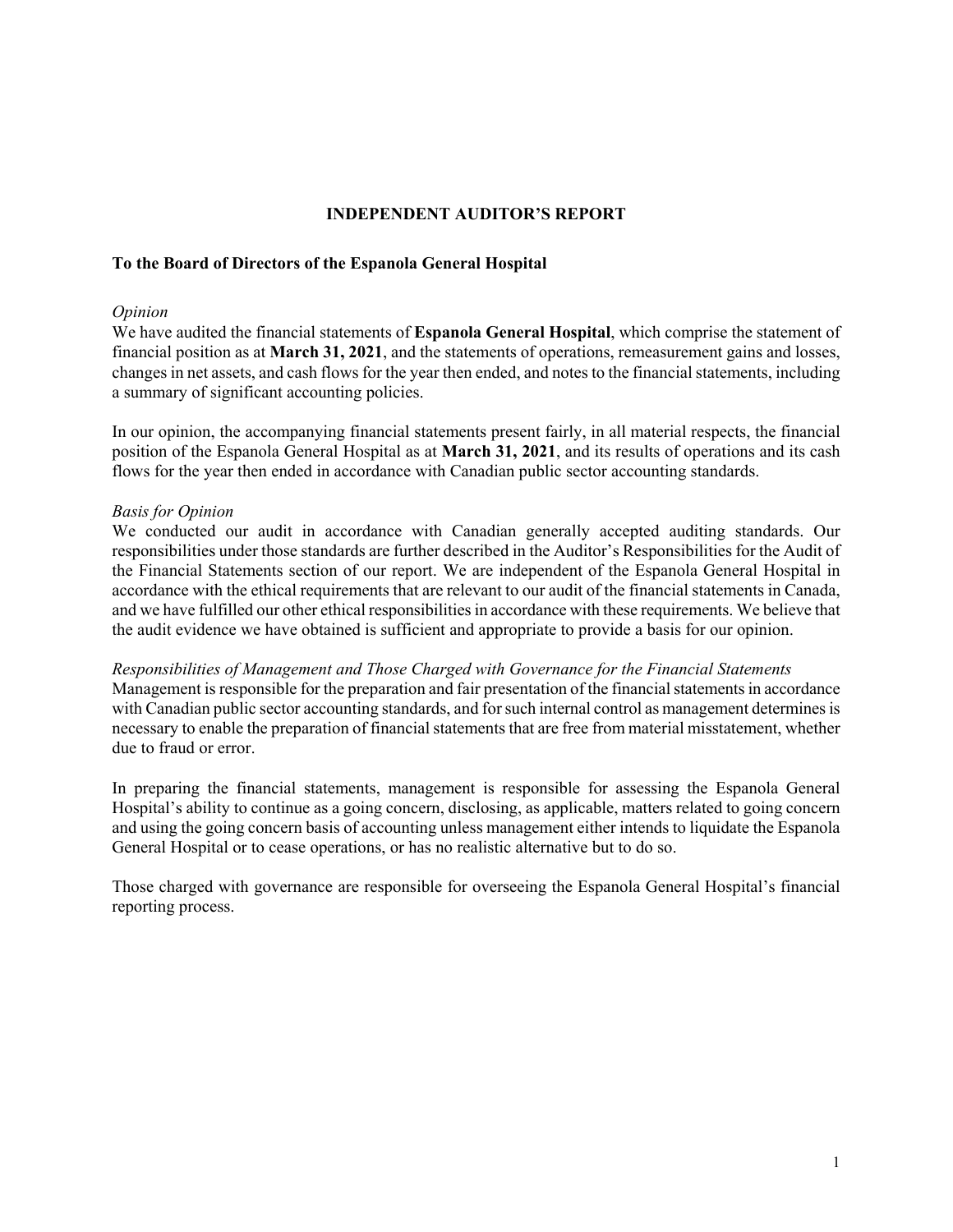## INDEPENDENT AUDITOR'S REPORT

**To the Board of Directors of the Espanola General Hospital**

*Opinion*

We have audited the financial statements of **Espanola General Hospital**, which comprise the statement of financial position as at **March 31, 2021**, and the statements of operations, remeasurement gains and losses, changes in net assets, and cash flows for the year then ended, and notes to the financial statements, including a summary of significant accounting policies.

In our opinion, the accompanying financial statements present fairly, in all material respects, the financial position of the Espanola General Hospital as at **March 31, 2021**, and its results of operations and its cash flows for the year then ended in accordance with Canadian public sector accounting standards.

*Basis for Opinion*

We conducted our audit in accordance with Canadian generally accepted auditing standards. Our responsibilities under those standards are further described in the Auditor's Responsibilities for the Audit of the Financial Statements section of our report. We are independent of the Espanola General Hospital in accordance with the ethical requirements that are relevant to our audit of the financial statements in Canada, and we have fulfilled our other ethical responsibilities in accordance with these requirements. We believe that the audit evidence we have obtained is sufficient and appropriate to provide a basis for our opinion.

*Responsibilities of Management and Those Charged with Governance for the Financial Statements*

Management is responsible for the preparation and fair presentation of the financial statements in accordance with Canadian public sector accounting standards, and for such internal control as management determines is necessary to enable the preparation of financial statements that are free from material misstatement, whether due to fraud or error.

In preparing the financial statements, management is responsible for assessing the Espanola General Hospital's ability to continue as a going concern, disclosing, as applicable, matters related to going concern and using the going concern basis of accounting unless management either intends to liquidate the Espanola General Hospital or to cease operations, or has no realistic alternative but to do so.

Those charged with governance are responsible for overseeing the Espanola General Hospital's financial reporting process.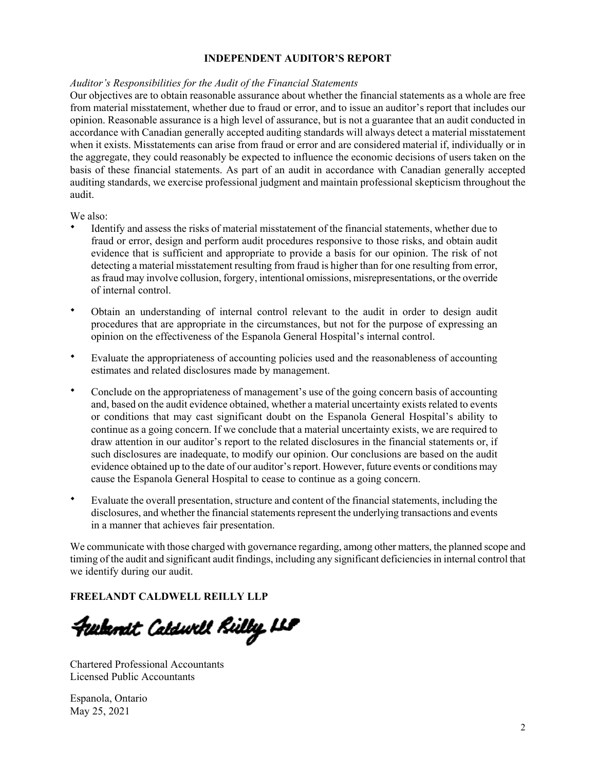**INDEPENDENT AUDITOR'S REPORT**

*Auditor's Responsibilities for the Audit of the Financial Statements*

Our objectives are to obtain reasonable assurance about whether the financial statements as a whole are free from material misstatement, whether due to fraud or error, and to issue an auditor's report that includes our opinion. Reasonable assurance is a high level of assurance, but is not a guarantee that an audit conducted in accordance with Canadian generally accepted auditing standards will always detect a material misstatement when it exists. Misstatements can arise from fraud or error and are considered material if, individually or in the aggregate, they could reasonably be expected to influence the economic decisions of users taken on the basis of these financial statements. As part of an audit in accordance with Canadian generally accepted auditing standards, we exercise professional judgment and maintain professional skepticism throughout the audit.

We also:

- Identify and assess the risks of material misstatement of the financial statements, whether due to fraud or error, design and perform audit procedures responsive to those risks, and obtain audit evidence that is sufficient and appropriate to provide a basis for our opinion. The risk of not detecting a material misstatement resulting from fraud is higher than for one resulting from error, as fraud may involve collusion, forgery, intentional omissions, misrepresentations, or the override of internal control.

- Obtain an understanding of internal control relevant to the audit in order to design audit procedures that are appropriate in the circumstances, but not for the purpose of expressing an opinion on the effectiveness of the Espanola General Hospital's internal control.

- Evaluate the appropriateness of accounting policies used and the reasonableness of accounting estimates and related disclosures made by management.

- Conclude on the appropriateness of management's use of the going concern basis of accounting and, based on the audit evidence obtained, whether a material uncertainty exists related to events or conditions that may cast significant doubt on the Espanola General Hospital's ability to continue as a going concern. If we conclude that a material uncertainty exists, we are required to draw attention in our auditor's report to the related disclosures in the financial statements or, if such disclosures are inadequate, to modify our opinion. Our conclusions are based on the audit evidence obtained up to the date of our auditor's report. However, future events or conditions may cause the Espanola General Hospital to cease to continue as a going concern.

- Evaluate the overall presentation, structure and content of the financial statements, including the disclosures, and whether the financial statements represent the underlying transactions and events in a manner that achieves fair presentation.

We communicate with those charged with governance regarding, among other matters, the planned scope and timing of the audit and significant audit findings, including any significant deficiencies in internal control that we identify during our audit.

**FREELANDT CALDWELL REILLY LLP**

Freelandt Caldwell Reilly LLP

Chartered Professional Accountants
Licensed Public Accountants

Espanola, Ontario
May 25, 2021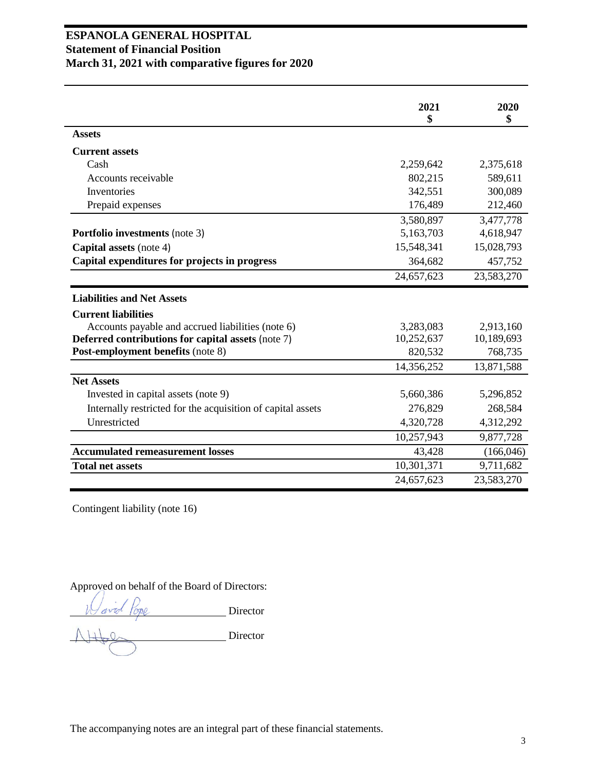# ESPANOLA GENERAL HOSPITAL
## Statement of Financial Position
## March 31, 2021 with comparative figures for 2020

| | 2021<br>$ | 2020<br>$ |
|---|---|---|
| **Assets** | | |
| **Current assets** | | |
| Cash | 2,259,642 | 2,375,618 |
| Accounts receivable | 802,215 | 589,611 |
| Inventories | 342,551 | 300,089 |
| Prepaid expenses | 176,489 | 212,460 |
| | 3,580,897 | 3,477,778 |
| **Portfolio investments** (note 3) | 5,163,703 | 4,618,947 |
| **Capital assets** (note 4) | 15,548,341 | 15,028,793 |
| **Capital expenditures for projects in progress** | 364,682 | 457,752 |
| | 24,657,623 | 23,583,270 |
| **Liabilities and Net Assets** | | |
| **Current liabilities** | | |
| Accounts payable and accrued liabilities (note 6) | 3,283,083 | 2,913,160 |
| **Deferred contributions for capital assets** (note 7) | 10,252,637 | 10,189,693 |
| **Post-employment benefits** (note 8) | 820,532 | 768,735 |
| | 14,356,252 | 13,871,588 |
| **Net Assets** | | |
| Invested in capital assets (note 9) | 5,660,386 | 5,296,852 |
| Internally restricted for the acquisition of capital assets | 276,829 | 268,584 |
| Unrestricted | 4,320,728 | 4,312,292 |
| | 10,257,943 | 9,877,728 |
| **Accumulated remeasurement losses** | 43,428 | (166,046) |
| **Total net assets** | 10,301,371 | 9,711,682 |
| | 24,657,623 | 23,583,270 |

Contingent liability (note 16)

Approved on behalf of the Board of Directors:

David Pope Director

Director

The accompanying notes are an integral part of these financial statements.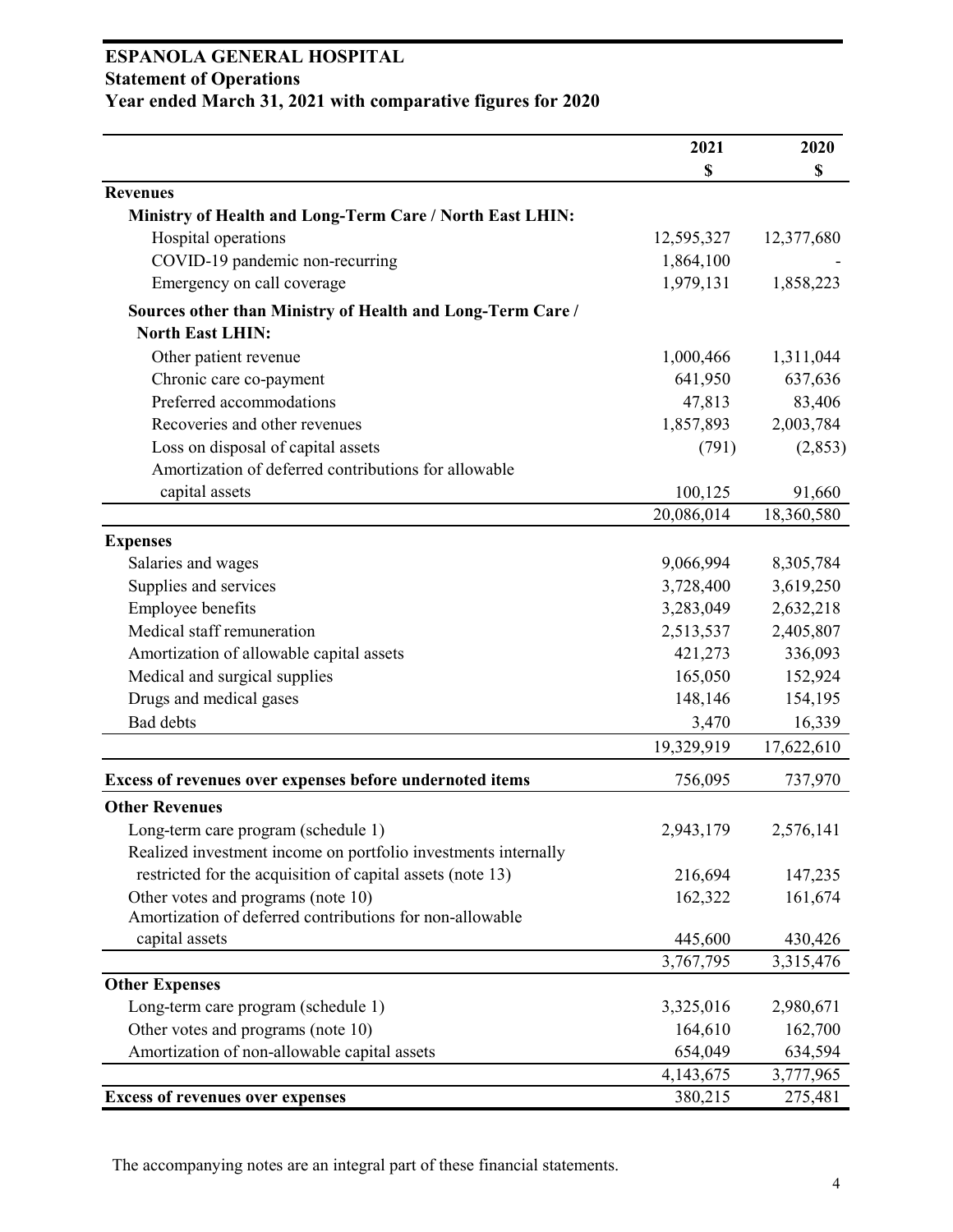# ESPANOLA GENERAL HOSPITAL

## Statement of Operations

### Year ended March 31, 2021 with comparative figures for 2020

| | 2021 | 2020 |
|---|---|---|
| | $ | $ |
| **Revenues** | | |
| **Ministry of Health and Long-Term Care / North East LHIN:** | | |
| Hospital operations | 12,595,327 | 12,377,680 |
| COVID-19 pandemic non-recurring | 1,864,100 | - |
| Emergency on call coverage | 1,979,131 | 1,858,223 |
| **Sources other than Ministry of Health and Long-Term Care / North East LHIN:** | | |
| Other patient revenue | 1,000,466 | 1,311,044 |
| Chronic care co-payment | 641,950 | 637,636 |
| Preferred accommodations | 47,813 | 83,406 |
| Recoveries and other revenues | 1,857,893 | 2,003,784 |
| Loss on disposal of capital assets | (791) | (2,853) |
| Amortization of deferred contributions for allowable capital assets | 100,125 | 91,660 |
| | 20,086,014 | 18,360,580 |
| **Expenses** | | |
| Salaries and wages | 9,066,994 | 8,305,784 |
| Supplies and services | 3,728,400 | 3,619,250 |
| Employee benefits | 3,283,049 | 2,632,218 |
| Medical staff remuneration | 2,513,537 | 2,405,807 |
| Amortization of allowable capital assets | 421,273 | 336,093 |
| Medical and surgical supplies | 165,050 | 152,924 |
| Drugs and medical gases | 148,146 | 154,195 |
| Bad debts | 3,470 | 16,339 |
| | 19,329,919 | 17,622,610 |
| **Excess of revenues over expenses before undernoted items** | 756,095 | 737,970 |
| **Other Revenues** | | |
| Long-term care program (schedule 1) | 2,943,179 | 2,576,141 |
| Realized investment income on portfolio investments internally restricted for the acquisition of capital assets (note 13) | 216,694 | 147,235 |
| Other votes and programs (note 10) | 162,322 | 161,674 |
| Amortization of deferred contributions for non-allowable capital assets | 445,600 | 430,426 |
| | 3,767,795 | 3,315,476 |
| **Other Expenses** | | |
| Long-term care program (schedule 1) | 3,325,016 | 2,980,671 |
| Other votes and programs (note 10) | 164,610 | 162,700 |
| Amortization of non-allowable capital assets | 654,049 | 634,594 |
| | 4,143,675 | 3,777,965 |
| **Excess of revenues over expenses** | 380,215 | 275,481 |

The accompanying notes are an integral part of these financial statements.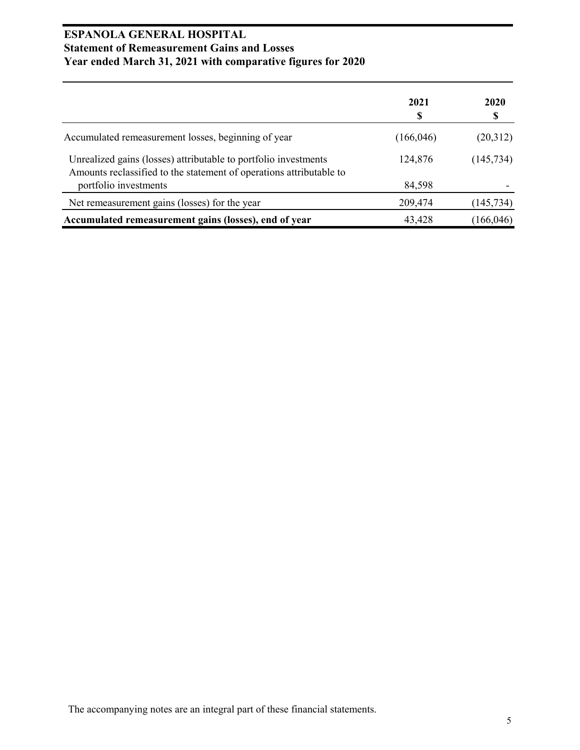# ESPANOLA GENERAL HOSPITAL
## Statement of Remeasurement Gains and Losses
### Year ended March 31, 2021 with comparative figures for 2020

| | 2021<br>$ | 2020<br>$ |
|---|---|---|
| Accumulated remeasurement losses, beginning of year | (166,046) | (20,312) |
| Unrealized gains (losses) attributable to portfolio investments | 124,876 | (145,734) |
| Amounts reclassified to the statement of operations attributable to portfolio investments | 84,598 | - |
| Net remeasurement gains (losses) for the year | 209,474 | (145,734) |
| **Accumulated remeasurement gains (losses), end of year** | 43,428 | (166,046) |

The accompanying notes are an integral part of these financial statements.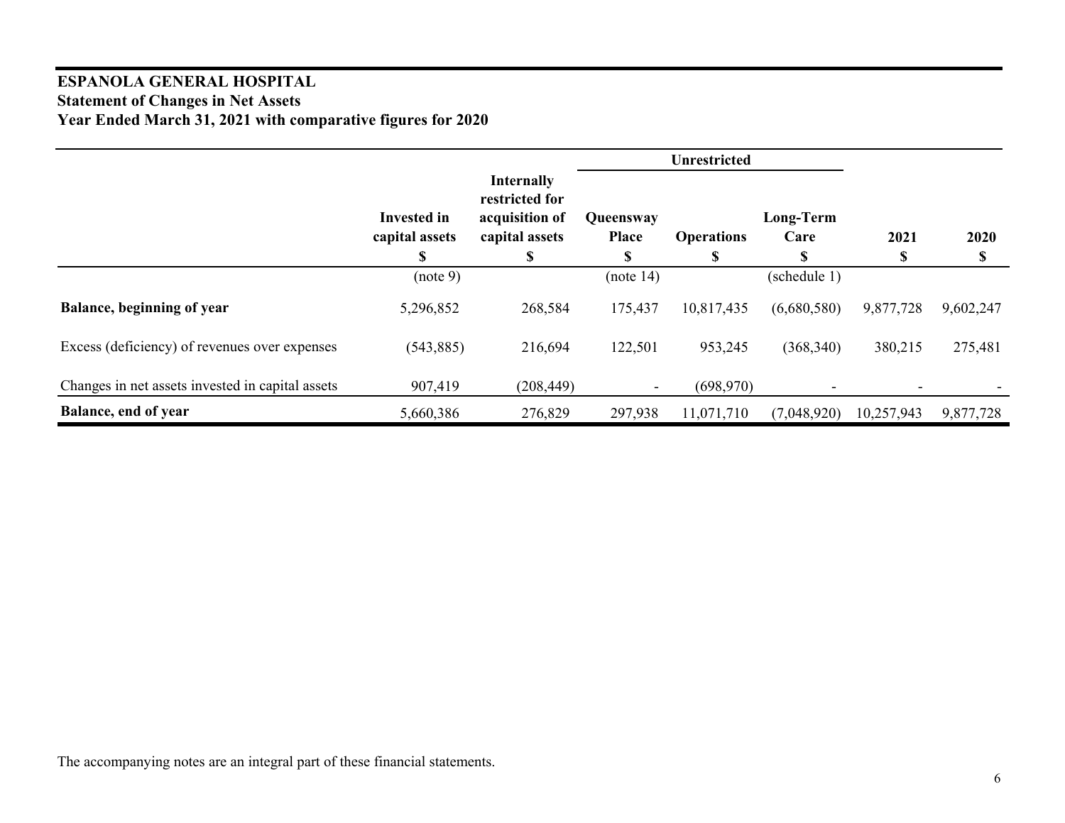# ESPANOLA GENERAL HOSPITAL
## Statement of Changes in Net Assets
## Year Ended March 31, 2021 with comparative figures for 2020

| | | | Unrestricted | | | | |
|---|---|---|---|---|---|---|---|
| | Invested in capital assets<br>$ | Internally restricted for acquisition of capital assets<br>$ | Queensway Place<br>$ | Operations<br>$ | Long-Term Care<br>$ | 2021<br>$ | 2020<br>$ |
| | (note 9) | | (note 14) | | (schedule 1) | | |
| **Balance, beginning of year** | 5,296,852 | 268,584 | 175,437 | 10,817,435 | (6,680,580) | 9,877,728 | 9,602,247 |
| Excess (deficiency) of revenues over expenses | (543,885) | 216,694 | 122,501 | 953,245 | (368,340) | 380,215 | 275,481 |
| Changes in net assets invested in capital assets | 907,419 | (208,449) | - | (698,970) | - | - | - |
| **Balance, end of year** | 5,660,386 | 276,829 | 297,938 | 11,071,710 | (7,048,920) | 10,257,943 | 9,877,728 |

The accompanying notes are an integral part of these financial statements.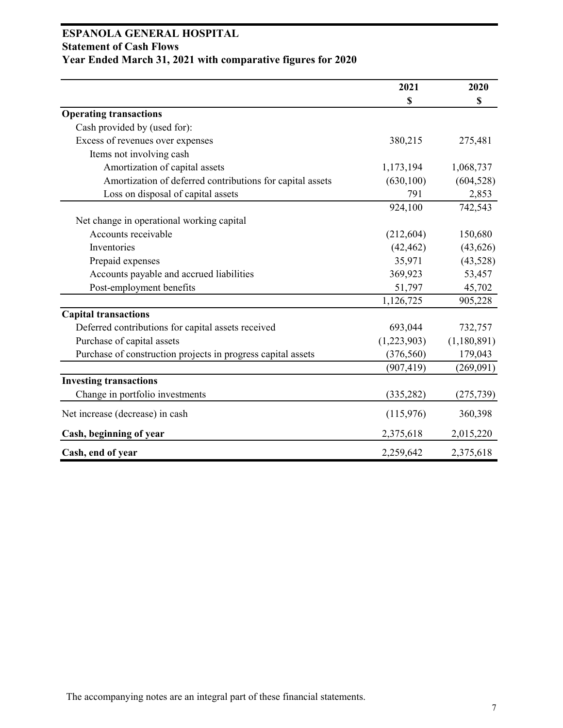# ESPANOLA GENERAL HOSPITAL
## Statement of Cash Flows
## Year Ended March 31, 2021 with comparative figures for 2020

| | 2021<br>$ | 2020<br>$ |
|---|---|---|
| **Operating transactions** | | |
| Cash provided by (used for): | | |
| Excess of revenues over expenses | 380,215 | 275,481 |
| Items not involving cash | | |
| Amortization of capital assets | 1,173,194 | 1,068,737 |
| Amortization of deferred contributions for capital assets | (630,100) | (604,528) |
| Loss on disposal of capital assets | 791 | 2,853 |
| | 924,100 | 742,543 |
| Net change in operational working capital | | |
| Accounts receivable | (212,604) | 150,680 |
| Inventories | (42,462) | (43,626) |
| Prepaid expenses | 35,971 | (43,528) |
| Accounts payable and accrued liabilities | 369,923 | 53,457 |
| Post-employment benefits | 51,797 | 45,702 |
| | 1,126,725 | 905,228 |
| **Capital transactions** | | |
| Deferred contributions for capital assets received | 693,044 | 732,757 |
| Purchase of capital assets | (1,223,903) | (1,180,891) |
| Purchase of construction projects in progress capital assets | (376,560) | 179,043 |
| | (907,419) | (269,091) |
| **Investing transactions** | | |
| Change in portfolio investments | (335,282) | (275,739) |
| Net increase (decrease) in cash | (115,976) | 360,398 |
| **Cash, beginning of year** | 2,375,618 | 2,015,220 |
| **Cash, end of year** | 2,259,642 | 2,375,618 |

The accompanying notes are an integral part of these financial statements.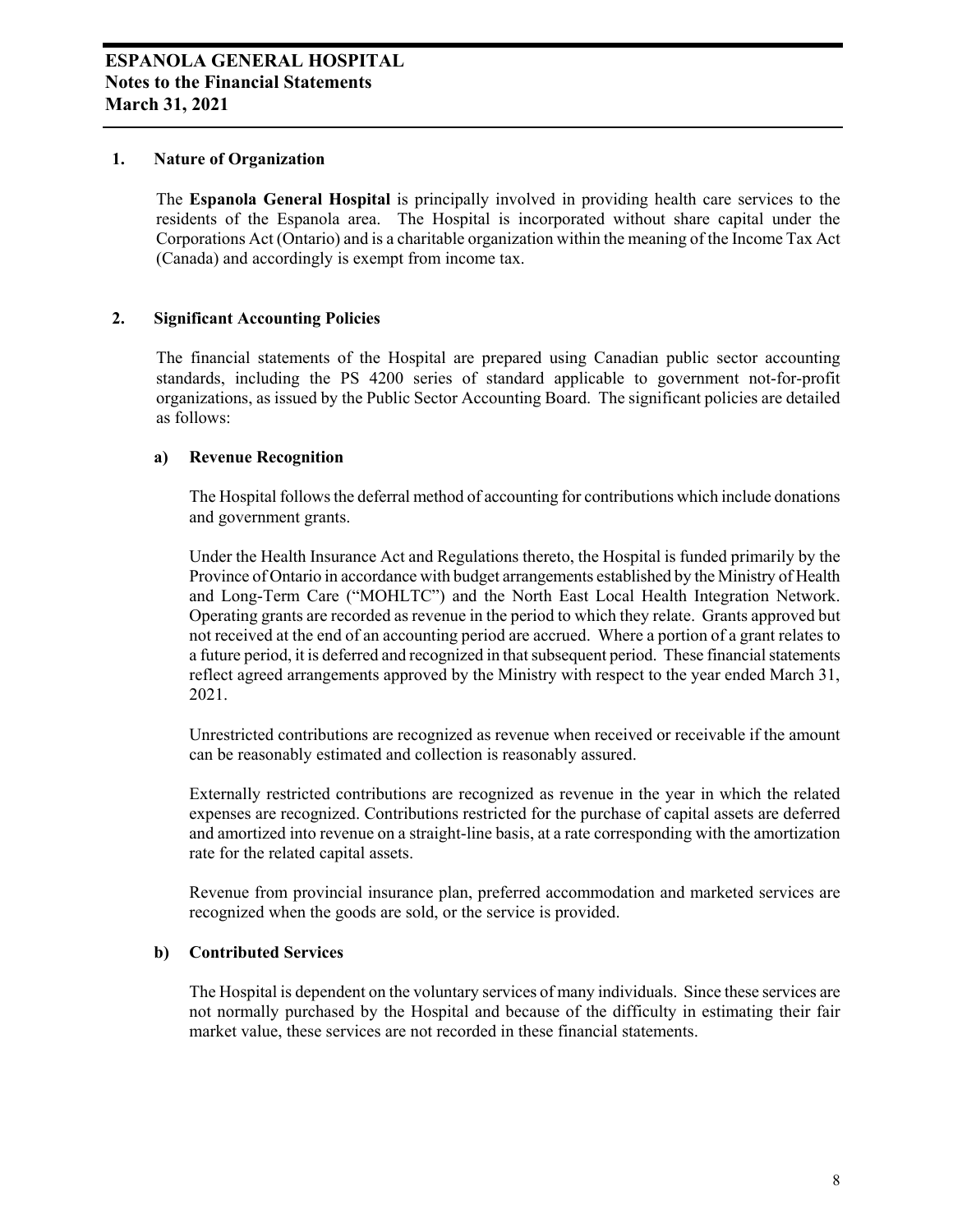# ESPANOLA GENERAL HOSPITAL
## Notes to the Financial Statements
## March 31, 2021

### 1. Nature of Organization

The **Espanola General Hospital** is principally involved in providing health care services to the residents of the Espanola area. The Hospital is incorporated without share capital under the Corporations Act (Ontario) and is a charitable organization within the meaning of the Income Tax Act (Canada) and accordingly is exempt from income tax.

### 2. Significant Accounting Policies

The financial statements of the Hospital are prepared using Canadian public sector accounting standards, including the PS 4200 series of standard applicable to government not-for-profit organizations, as issued by the Public Sector Accounting Board. The significant policies are detailed as follows:

#### a) Revenue Recognition

The Hospital follows the deferral method of accounting for contributions which include donations and government grants.

Under the Health Insurance Act and Regulations thereto, the Hospital is funded primarily by the Province of Ontario in accordance with budget arrangements established by the Ministry of Health and Long-Term Care ("MOHLTC") and the North East Local Health Integration Network. Operating grants are recorded as revenue in the period to which they relate. Grants approved but not received at the end of an accounting period are accrued. Where a portion of a grant relates to a future period, it is deferred and recognized in that subsequent period. These financial statements reflect agreed arrangements approved by the Ministry with respect to the year ended March 31, 2021.

Unrestricted contributions are recognized as revenue when received or receivable if the amount can be reasonably estimated and collection is reasonably assured.

Externally restricted contributions are recognized as revenue in the year in which the related expenses are recognized. Contributions restricted for the purchase of capital assets are deferred and amortized into revenue on a straight-line basis, at a rate corresponding with the amortization rate for the related capital assets.

Revenue from provincial insurance plan, preferred accommodation and marketed services are recognized when the goods are sold, or the service is provided.

#### b) Contributed Services

The Hospital is dependent on the voluntary services of many individuals. Since these services are not normally purchased by the Hospital and because of the difficulty in estimating their fair market value, these services are not recorded in these financial statements.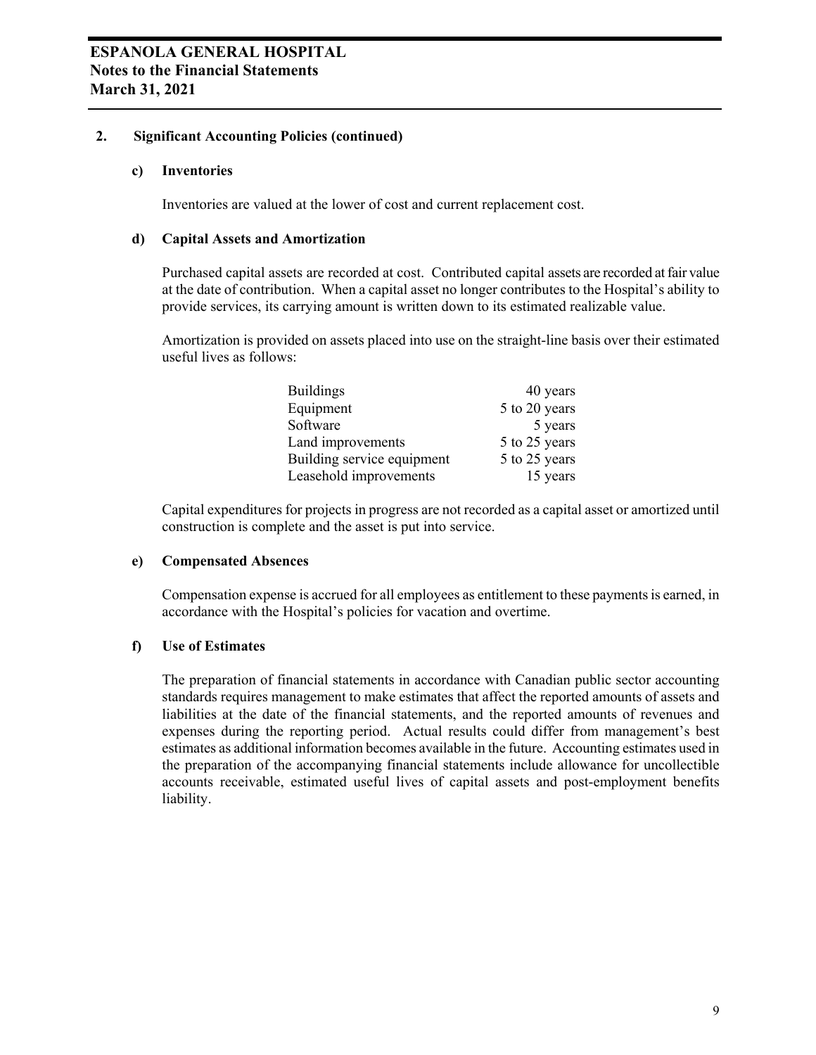## 2. Significant Accounting Policies (continued)

### c) Inventories

Inventories are valued at the lower of cost and current replacement cost.

### d) Capital Assets and Amortization

Purchased capital assets are recorded at cost. Contributed capital assets are recorded at fair value at the date of contribution. When a capital asset no longer contributes to the Hospital's ability to provide services, its carrying amount is written down to its estimated realizable value.

Amortization is provided on assets placed into use on the straight-line basis over their estimated useful lives as follows:

| | |
|---|---|
| Buildings | 40 years |
| Equipment | 5 to 20 years |
| Software | 5 years |
| Land improvements | 5 to 25 years |
| Building service equipment | 5 to 25 years |
| Leasehold improvements | 15 years |

Capital expenditures for projects in progress are not recorded as a capital asset or amortized until construction is complete and the asset is put into service.

### e) Compensated Absences

Compensation expense is accrued for all employees as entitlement to these payments is earned, in accordance with the Hospital's policies for vacation and overtime.

### f) Use of Estimates

The preparation of financial statements in accordance with Canadian public sector accounting standards requires management to make estimates that affect the reported amounts of assets and liabilities at the date of the financial statements, and the reported amounts of revenues and expenses during the reporting period. Actual results could differ from management's best estimates as additional information becomes available in the future. Accounting estimates used in the preparation of the accompanying financial statements include allowance for uncollectible accounts receivable, estimated useful lives of capital assets and post-employment benefits liability.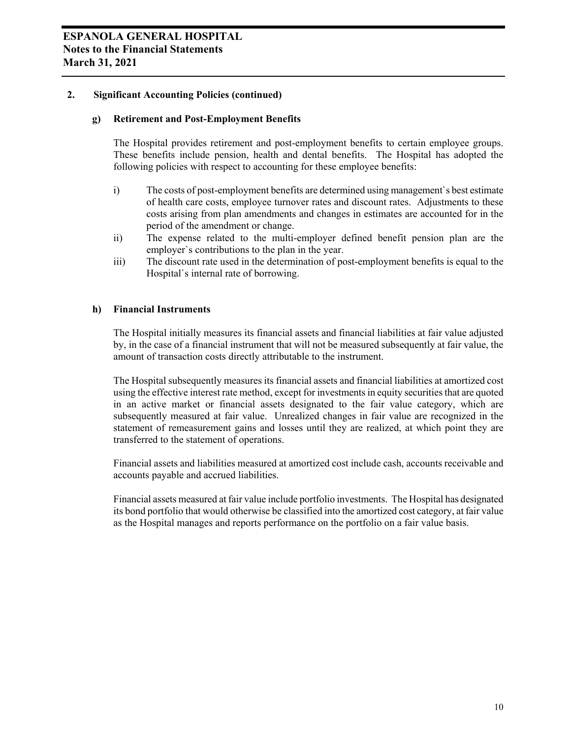## 2. Significant Accounting Policies (continued)

### g) Retirement and Post-Employment Benefits

The Hospital provides retirement and post-employment benefits to certain employee groups. These benefits include pension, health and dental benefits. The Hospital has adopted the following policies with respect to accounting for these employee benefits:

i) The costs of post-employment benefits are determined using management`s best estimate of health care costs, employee turnover rates and discount rates. Adjustments to these costs arising from plan amendments and changes in estimates are accounted for in the period of the amendment or change.

ii) The expense related to the multi-employer defined benefit pension plan are the employer`s contributions to the plan in the year.

iii) The discount rate used in the determination of post-employment benefits is equal to the Hospital`s internal rate of borrowing.

### h) Financial Instruments

The Hospital initially measures its financial assets and financial liabilities at fair value adjusted by, in the case of a financial instrument that will not be measured subsequently at fair value, the amount of transaction costs directly attributable to the instrument.

The Hospital subsequently measures its financial assets and financial liabilities at amortized cost using the effective interest rate method, except for investments in equity securities that are quoted in an active market or financial assets designated to the fair value category, which are subsequently measured at fair value. Unrealized changes in fair value are recognized in the statement of remeasurement gains and losses until they are realized, at which point they are transferred to the statement of operations.

Financial assets and liabilities measured at amortized cost include cash, accounts receivable and accounts payable and accrued liabilities.

Financial assets measured at fair value include portfolio investments. The Hospital has designated its bond portfolio that would otherwise be classified into the amortized cost category, at fair value as the Hospital manages and reports performance on the portfolio on a fair value basis.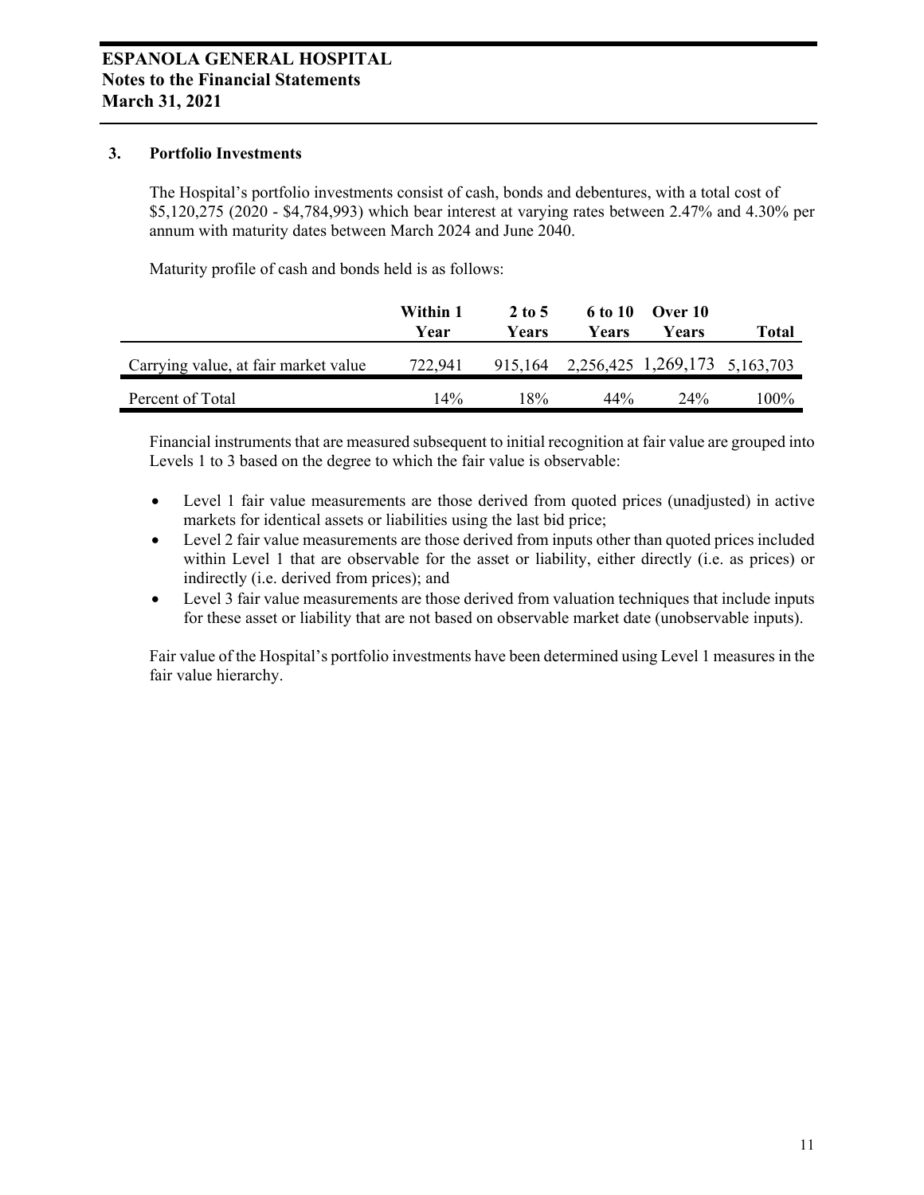# ESPANOLA GENERAL HOSPITAL
## Notes to the Financial Statements
## March 31, 2021

### 3. Portfolio Investments

The Hospital's portfolio investments consist of cash, bonds and debentures, with a total cost of \$5,120,275 (2020 - \$4,784,993) which bear interest at varying rates between 2.47% and 4.30% per annum with maturity dates between March 2024 and June 2040.

Maturity profile of cash and bonds held is as follows:

| | Within 1 Year | 2 to 5 Years | 6 to 10 Years | Over 10 Years | Total |
|---|---|---|---|---|---|
| Carrying value, at fair market value | 722,941 | 915,164 | 2,256,425 | 1,269,173 | 5,163,703 |
| Percent of Total | 14% | 18% | 44% | 24% | 100% |

Financial instruments that are measured subsequent to initial recognition at fair value are grouped into Levels 1 to 3 based on the degree to which the fair value is observable:

- Level 1 fair value measurements are those derived from quoted prices (unadjusted) in active markets for identical assets or liabilities using the last bid price;
- Level 2 fair value measurements are those derived from inputs other than quoted prices included within Level 1 that are observable for the asset or liability, either directly (i.e. as prices) or indirectly (i.e. derived from prices); and
- Level 3 fair value measurements are those derived from valuation techniques that include inputs for these asset or liability that are not based on observable market date (unobservable inputs).

Fair value of the Hospital's portfolio investments have been determined using Level 1 measures in the fair value hierarchy.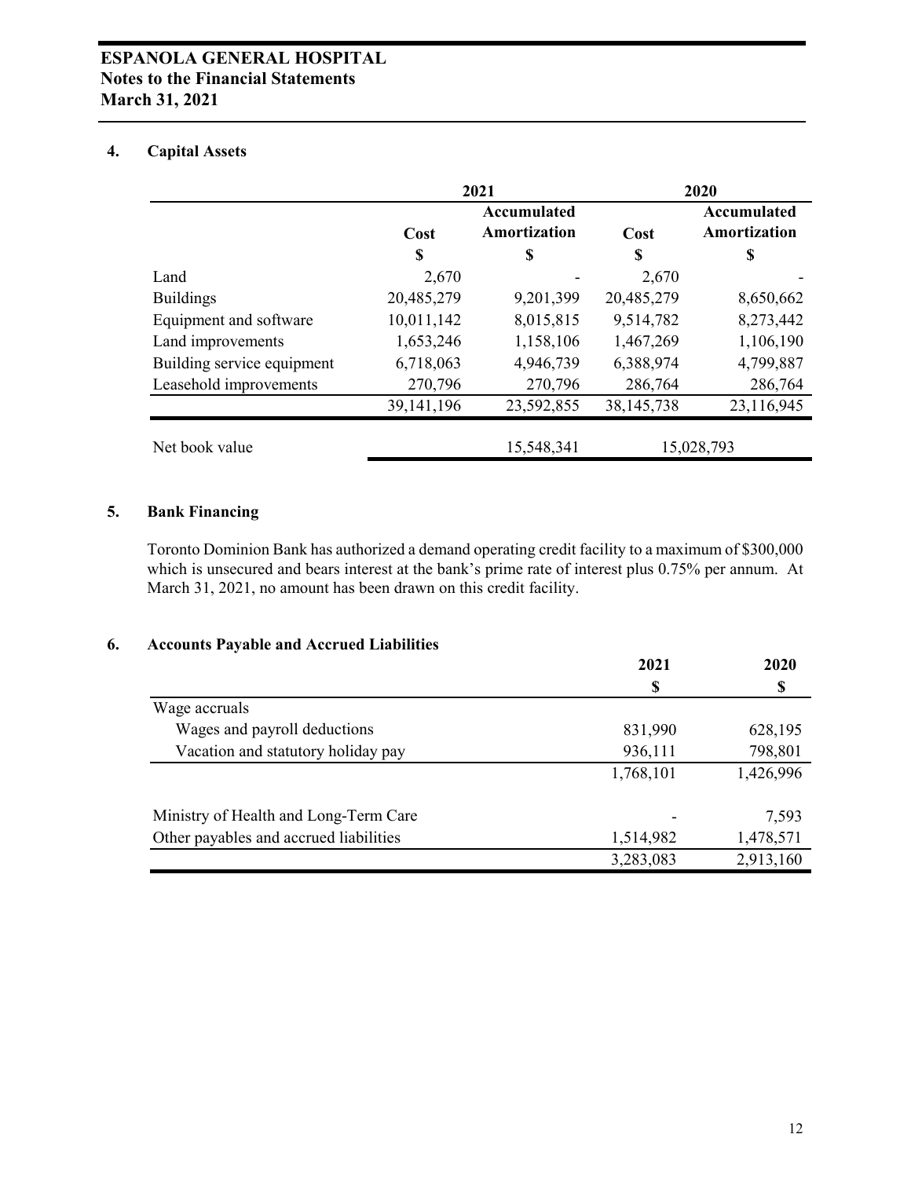# ESPANOLA GENERAL HOSPITAL
## Notes to the Financial Statements
## March 31, 2021

### 4. Capital Assets

| | 2021 | | 2020 | |
|---|---|---|---|---|
| | Cost | Accumulated Amortization | Cost | Accumulated Amortization |
| | $ | $ | $ | $ |
| Land | 2,670 | - | 2,670 | - |
| Buildings | 20,485,279 | 9,201,399 | 20,485,279 | 8,650,662 |
| Equipment and software | 10,011,142 | 8,015,815 | 9,514,782 | 8,273,442 |
| Land improvements | 1,653,246 | 1,158,106 | 1,467,269 | 1,106,190 |
| Building service equipment | 6,718,063 | 4,946,739 | 6,388,974 | 4,799,887 |
| Leasehold improvements | 270,796 | 270,796 | 286,764 | 286,764 |
| | 39,141,196 | 23,592,855 | 38,145,738 | 23,116,945 |
| Net book value | | 15,548,341 | | 15,028,793 |

### 5. Bank Financing

Toronto Dominion Bank has authorized a demand operating credit facility to a maximum of $300,000 which is unsecured and bears interest at the bank's prime rate of interest plus 0.75% per annum. At March 31, 2021, no amount has been drawn on this credit facility.

### 6. Accounts Payable and Accrued Liabilities

| | 2021 | 2020 |
|---|---|---|
| | $ | $ |
| Wage accruals | | |
| Wages and payroll deductions | 831,990 | 628,195 |
| Vacation and statutory holiday pay | 936,111 | 798,801 |
| | 1,768,101 | 1,426,996 |
| Ministry of Health and Long-Term Care | - | 7,593 |
| Other payables and accrued liabilities | 1,514,982 | 1,478,571 |
| | 3,283,083 | 2,913,160 |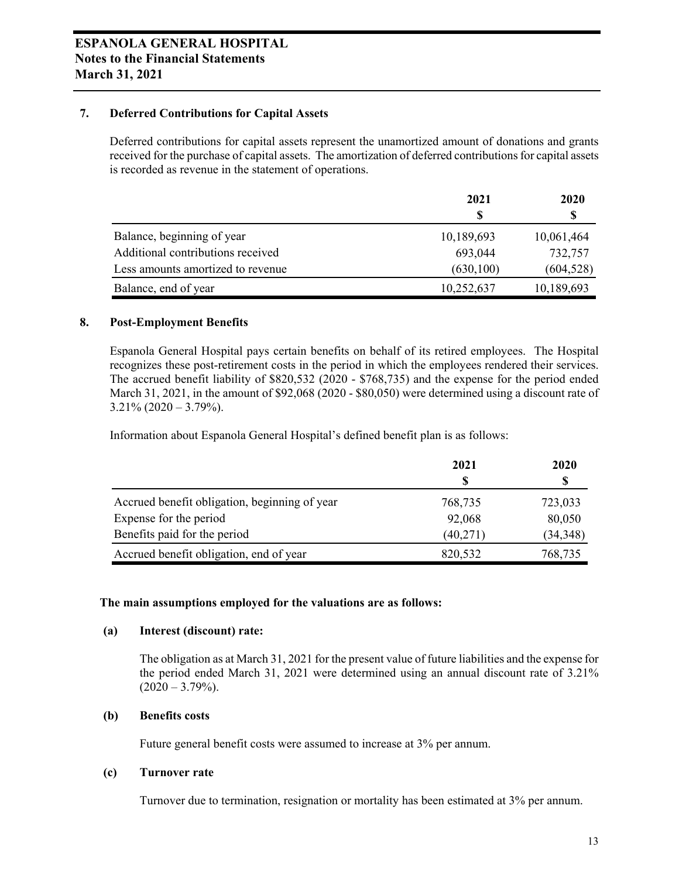## 7. Deferred Contributions for Capital Assets

Deferred contributions for capital assets represent the unamortized amount of donations and grants received for the purchase of capital assets. The amortization of deferred contributions for capital assets is recorded as revenue in the statement of operations.

| | 2021<br>$ | 2020<br>$ |
|---|---|---|
| Balance, beginning of year | 10,189,693 | 10,061,464 |
| Additional contributions received | 693,044 | 732,757 |
| Less amounts amortized to revenue | (630,100) | (604,528) |
| Balance, end of year | 10,252,637 | 10,189,693 |

## 8. Post-Employment Benefits

Espanola General Hospital pays certain benefits on behalf of its retired employees. The Hospital recognizes these post-retirement costs in the period in which the employees rendered their services. The accrued benefit liability of $820,532 (2020 - $768,735) and the expense for the period ended March 31, 2021, in the amount of $92,068 (2020 - $80,050) were determined using a discount rate of 3.21% (2020 – 3.79%).

Information about Espanola General Hospital's defined benefit plan is as follows:

| | 2021<br>$ | 2020<br>$ |
|---|---|---|
| Accrued benefit obligation, beginning of year | 768,735 | 723,033 |
| Expense for the period | 92,068 | 80,050 |
| Benefits paid for the period | (40,271) | (34,348) |
| Accrued benefit obligation, end of year | 820,532 | 768,735 |

**The main assumptions employed for the valuations are as follows:**

**(a) Interest (discount) rate:**

The obligation as at March 31, 2021 for the present value of future liabilities and the expense for the period ended March 31, 2021 were determined using an annual discount rate of 3.21% (2020 – 3.79%).

**(b) Benefits costs**

Future general benefit costs were assumed to increase at 3% per annum.

**(c) Turnover rate**

Turnover due to termination, resignation or mortality has been estimated at 3% per annum.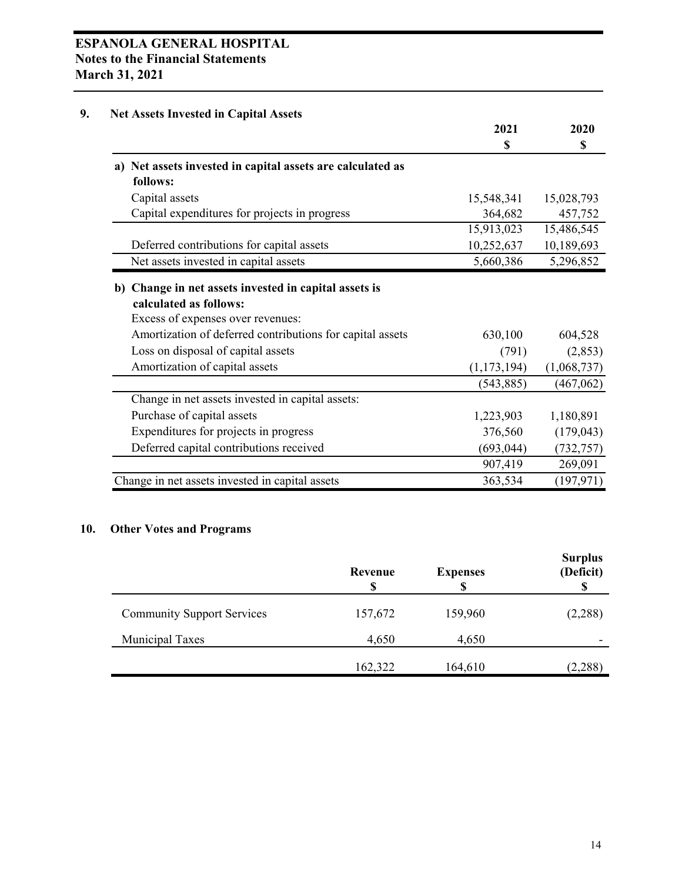## 9. Net Assets Invested in Capital Assets

| | 2021<br>$ | 2020<br>$ |
|---|---|---|
| **a) Net assets invested in capital assets are calculated as follows:** | | |
| Capital assets | 15,548,341 | 15,028,793 |
| Capital expenditures for projects in progress | 364,682 | 457,752 |
| | 15,913,023 | 15,486,545 |
| Deferred contributions for capital assets | 10,252,637 | 10,189,693 |
| Net assets invested in capital assets | 5,660,386 | 5,296,852 |
| **b) Change in net assets invested in capital assets is calculated as follows:** | | |
| Excess of expenses over revenues: | | |
| Amortization of deferred contributions for capital assets | 630,100 | 604,528 |
| Loss on disposal of capital assets | (791) | (2,853) |
| Amortization of capital assets | (1,173,194) | (1,068,737) |
| | (543,885) | (467,062) |
| Change in net assets invested in capital assets: | | |
| Purchase of capital assets | 1,223,903 | 1,180,891 |
| Expenditures for projects in progress | 376,560 | (179,043) |
| Deferred capital contributions received | (693,044) | (732,757) |
| | 907,419 | 269,091 |
| Change in net assets invested in capital assets | 363,534 | (197,971) |

## 10. Other Votes and Programs

| | Revenue<br>$ | Expenses<br>$ | Surplus (Deficit)<br>$ |
|---|---|---|---|
| Community Support Services | 157,672 | 159,960 | (2,288) |
| Municipal Taxes | 4,650 | 4,650 | - |
| | 162,322 | 164,610 | (2,288) |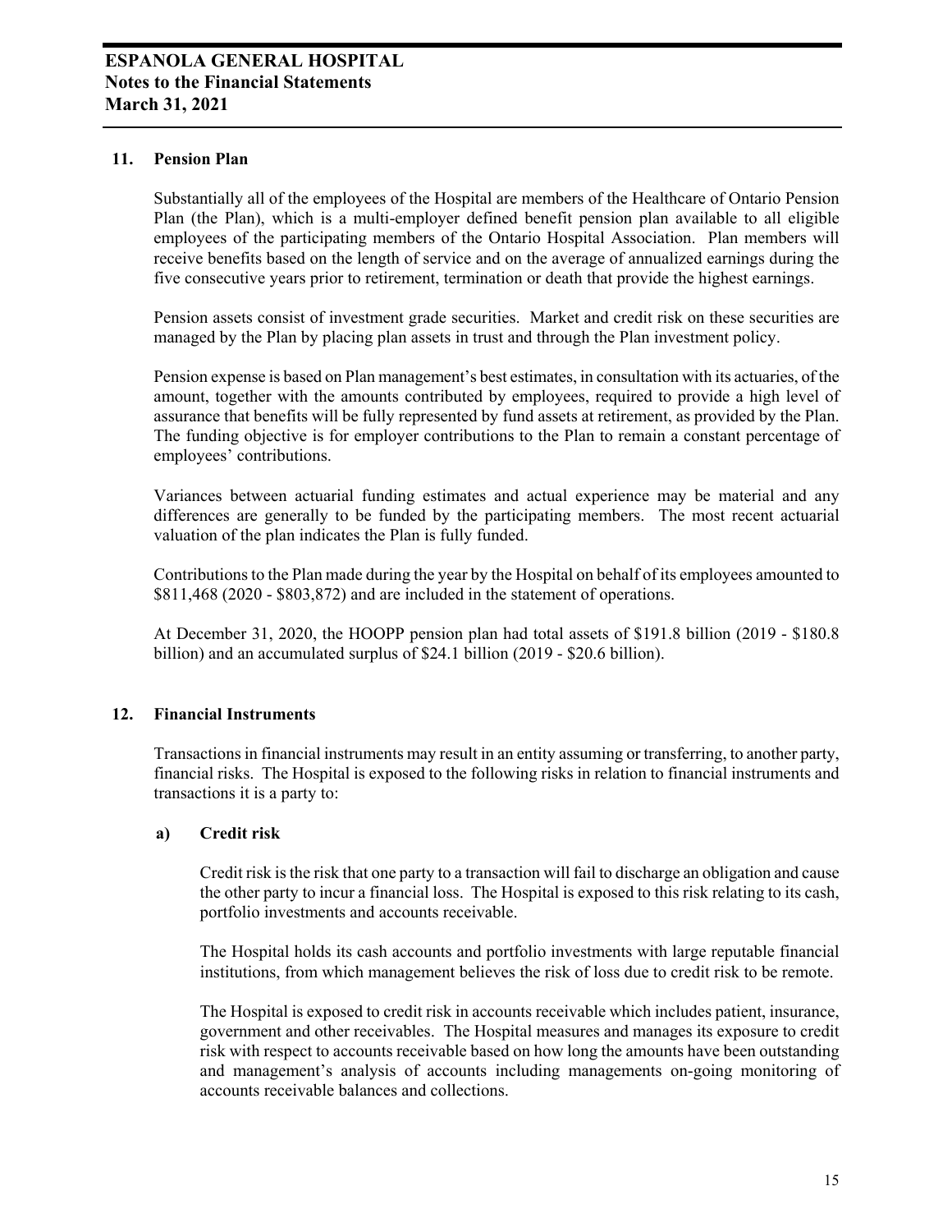## 11. Pension Plan

Substantially all of the employees of the Hospital are members of the Healthcare of Ontario Pension Plan (the Plan), which is a multi-employer defined benefit pension plan available to all eligible employees of the participating members of the Ontario Hospital Association. Plan members will receive benefits based on the length of service and on the average of annualized earnings during the five consecutive years prior to retirement, termination or death that provide the highest earnings.

Pension assets consist of investment grade securities. Market and credit risk on these securities are managed by the Plan by placing plan assets in trust and through the Plan investment policy.

Pension expense is based on Plan management's best estimates, in consultation with its actuaries, of the amount, together with the amounts contributed by employees, required to provide a high level of assurance that benefits will be fully represented by fund assets at retirement, as provided by the Plan. The funding objective is for employer contributions to the Plan to remain a constant percentage of employees' contributions.

Variances between actuarial funding estimates and actual experience may be material and any differences are generally to be funded by the participating members. The most recent actuarial valuation of the plan indicates the Plan is fully funded.

Contributions to the Plan made during the year by the Hospital on behalf of its employees amounted to $811,468 (2020 - $803,872) and are included in the statement of operations.

At December 31, 2020, the HOOPP pension plan had total assets of $191.8 billion (2019 - $180.8 billion) and an accumulated surplus of $24.1 billion (2019 - $20.6 billion).

## 12. Financial Instruments

Transactions in financial instruments may result in an entity assuming or transferring, to another party, financial risks. The Hospital is exposed to the following risks in relation to financial instruments and transactions it is a party to:

### a) Credit risk

Credit risk is the risk that one party to a transaction will fail to discharge an obligation and cause the other party to incur a financial loss. The Hospital is exposed to this risk relating to its cash, portfolio investments and accounts receivable.

The Hospital holds its cash accounts and portfolio investments with large reputable financial institutions, from which management believes the risk of loss due to credit risk to be remote.

The Hospital is exposed to credit risk in accounts receivable which includes patient, insurance, government and other receivables. The Hospital measures and manages its exposure to credit risk with respect to accounts receivable based on how long the amounts have been outstanding and management's analysis of accounts including managements on-going monitoring of accounts receivable balances and collections.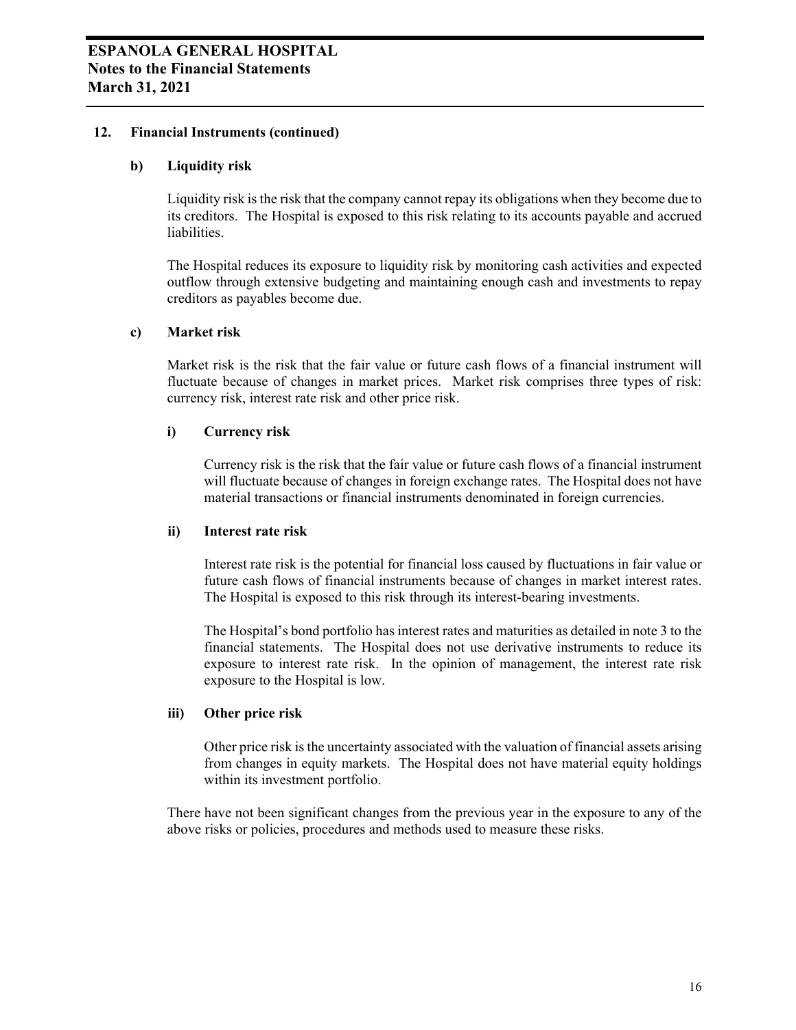## 12. Financial Instruments (continued)

### b) Liquidity risk

Liquidity risk is the risk that the company cannot repay its obligations when they become due to its creditors. The Hospital is exposed to this risk relating to its accounts payable and accrued liabilities.

The Hospital reduces its exposure to liquidity risk by monitoring cash activities and expected outflow through extensive budgeting and maintaining enough cash and investments to repay creditors as payables become due.

### c) Market risk

Market risk is the risk that the fair value or future cash flows of a financial instrument will fluctuate because of changes in market prices. Market risk comprises three types of risk: currency risk, interest rate risk and other price risk.

#### i) Currency risk

Currency risk is the risk that the fair value or future cash flows of a financial instrument will fluctuate because of changes in foreign exchange rates. The Hospital does not have material transactions or financial instruments denominated in foreign currencies.

#### ii) Interest rate risk

Interest rate risk is the potential for financial loss caused by fluctuations in fair value or future cash flows of financial instruments because of changes in market interest rates. The Hospital is exposed to this risk through its interest-bearing investments.

The Hospital's bond portfolio has interest rates and maturities as detailed in note 3 to the financial statements. The Hospital does not use derivative instruments to reduce its exposure to interest rate risk. In the opinion of management, the interest rate risk exposure to the Hospital is low.

#### iii) Other price risk

Other price risk is the uncertainty associated with the valuation of financial assets arising from changes in equity markets. The Hospital does not have material equity holdings within its investment portfolio.

There have not been significant changes from the previous year in the exposure to any of the above risks or policies, procedures and methods used to measure these risks.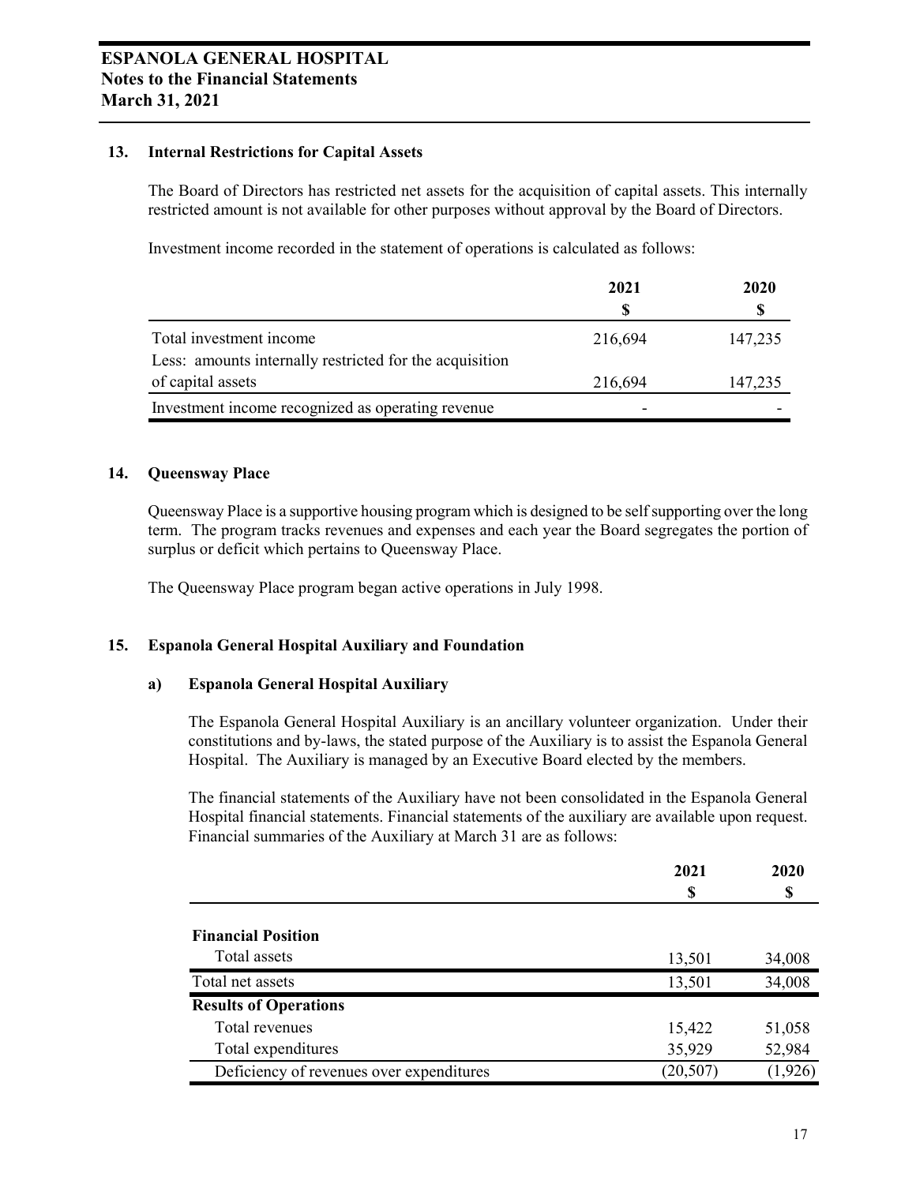# ESPANOLA GENERAL HOSPITAL
## Notes to the Financial Statements
## March 31, 2021

### 13. Internal Restrictions for Capital Assets

The Board of Directors has restricted net assets for the acquisition of capital assets. This internally restricted amount is not available for other purposes without approval by the Board of Directors.

Investment income recorded in the statement of operations is calculated as follows:

| | 2021<br>$ | 2020<br>$ |
|---|---|---|
| Total investment income | 216,694 | 147,235 |
| Less: amounts internally restricted for the acquisition of capital assets | 216,694 | 147,235 |
| Investment income recognized as operating revenue | - | - |

### 14. Queensway Place

Queensway Place is a supportive housing program which is designed to be self supporting over the long term. The program tracks revenues and expenses and each year the Board segregates the portion of surplus or deficit which pertains to Queensway Place.

The Queensway Place program began active operations in July 1998.

### 15. Espanola General Hospital Auxiliary and Foundation

#### a) Espanola General Hospital Auxiliary

The Espanola General Hospital Auxiliary is an ancillary volunteer organization. Under their constitutions and by-laws, the stated purpose of the Auxiliary is to assist the Espanola General Hospital. The Auxiliary is managed by an Executive Board elected by the members.

The financial statements of the Auxiliary have not been consolidated in the Espanola General Hospital financial statements. Financial statements of the auxiliary are available upon request. Financial summaries of the Auxiliary at March 31 are as follows:

| | 2021<br>$ | 2020<br>$ |
|---|---|---|
| **Financial Position** | | |
| Total assets | 13,501 | 34,008 |
| Total net assets | 13,501 | 34,008 |
| **Results of Operations** | | |
| Total revenues | 15,422 | 51,058 |
| Total expenditures | 35,929 | 52,984 |
| Deficiency of revenues over expenditures | (20,507) | (1,926) |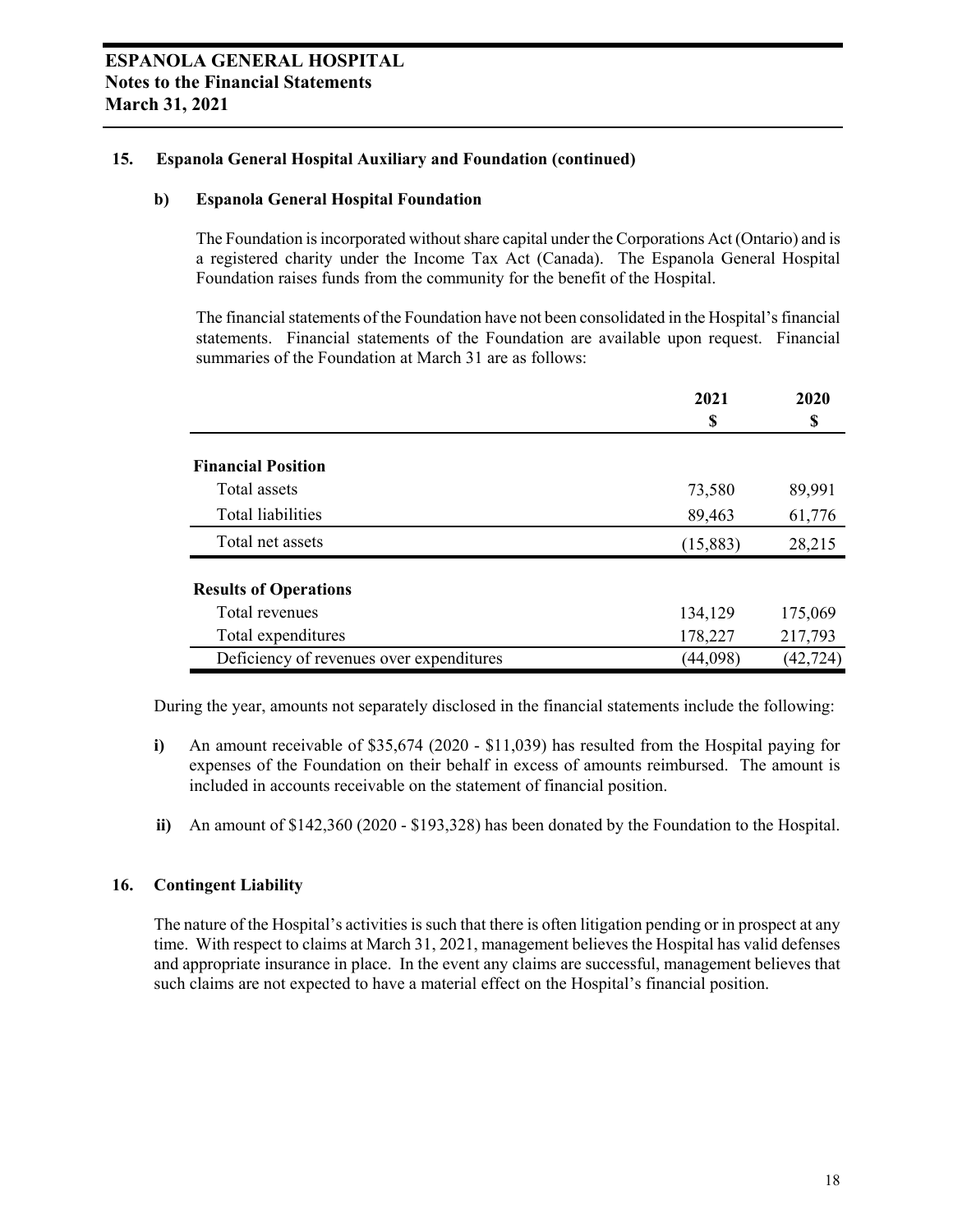## 15. Espanola General Hospital Auxiliary and Foundation (continued)

### b) Espanola General Hospital Foundation

The Foundation is incorporated without share capital under the Corporations Act (Ontario) and is a registered charity under the Income Tax Act (Canada). The Espanola General Hospital Foundation raises funds from the community for the benefit of the Hospital.

The financial statements of the Foundation have not been consolidated in the Hospital's financial statements. Financial statements of the Foundation are available upon request. Financial summaries of the Foundation at March 31 are as follows:

| | 2021<br>$ | 2020<br>$ |
|---|---|---|
| **Financial Position** | | |
| Total assets | 73,580 | 89,991 |
| Total liabilities | 89,463 | 61,776 |
| Total net assets | (15,883) | 28,215 |
| **Results of Operations** | | |
| Total revenues | 134,129 | 175,069 |
| Total expenditures | 178,227 | 217,793 |
| Deficiency of revenues over expenditures | (44,098) | (42,724) |

During the year, amounts not separately disclosed in the financial statements include the following:

**i)** An amount receivable of $35,674 (2020 - $11,039) has resulted from the Hospital paying for expenses of the Foundation on their behalf in excess of amounts reimbursed. The amount is included in accounts receivable on the statement of financial position.

**ii)** An amount of $142,360 (2020 - $193,328) has been donated by the Foundation to the Hospital.

## 16. Contingent Liability

The nature of the Hospital's activities is such that there is often litigation pending or in prospect at any time. With respect to claims at March 31, 2021, management believes the Hospital has valid defenses and appropriate insurance in place. In the event any claims are successful, management believes that such claims are not expected to have a material effect on the Hospital's financial position.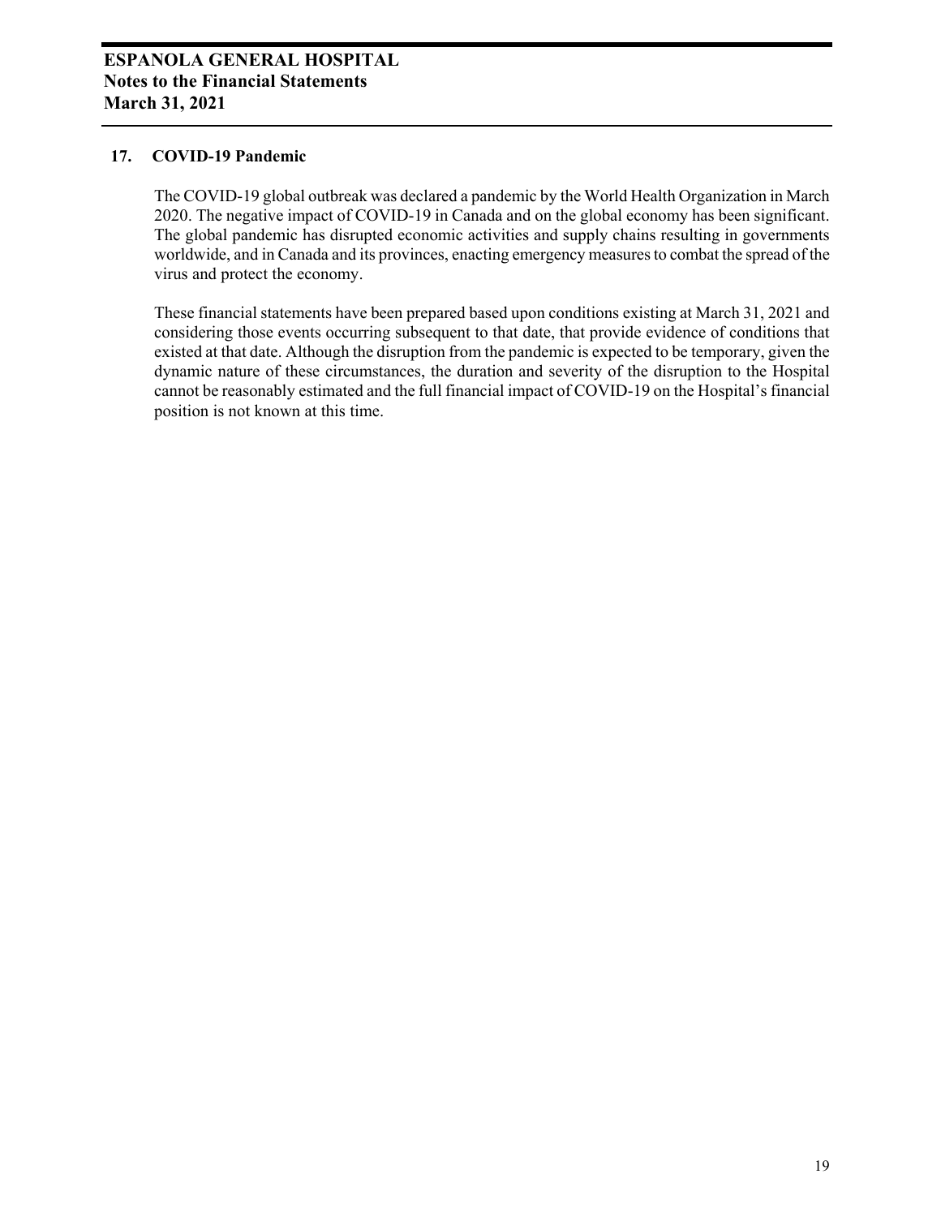## 17. COVID-19 Pandemic

The COVID-19 global outbreak was declared a pandemic by the World Health Organization in March 2020. The negative impact of COVID-19 in Canada and on the global economy has been significant. The global pandemic has disrupted economic activities and supply chains resulting in governments worldwide, and in Canada and its provinces, enacting emergency measures to combat the spread of the virus and protect the economy.

These financial statements have been prepared based upon conditions existing at March 31, 2021 and considering those events occurring subsequent to that date, that provide evidence of conditions that existed at that date. Although the disruption from the pandemic is expected to be temporary, given the dynamic nature of these circumstances, the duration and severity of the disruption to the Hospital cannot be reasonably estimated and the full financial impact of COVID-19 on the Hospital's financial position is not known at this time.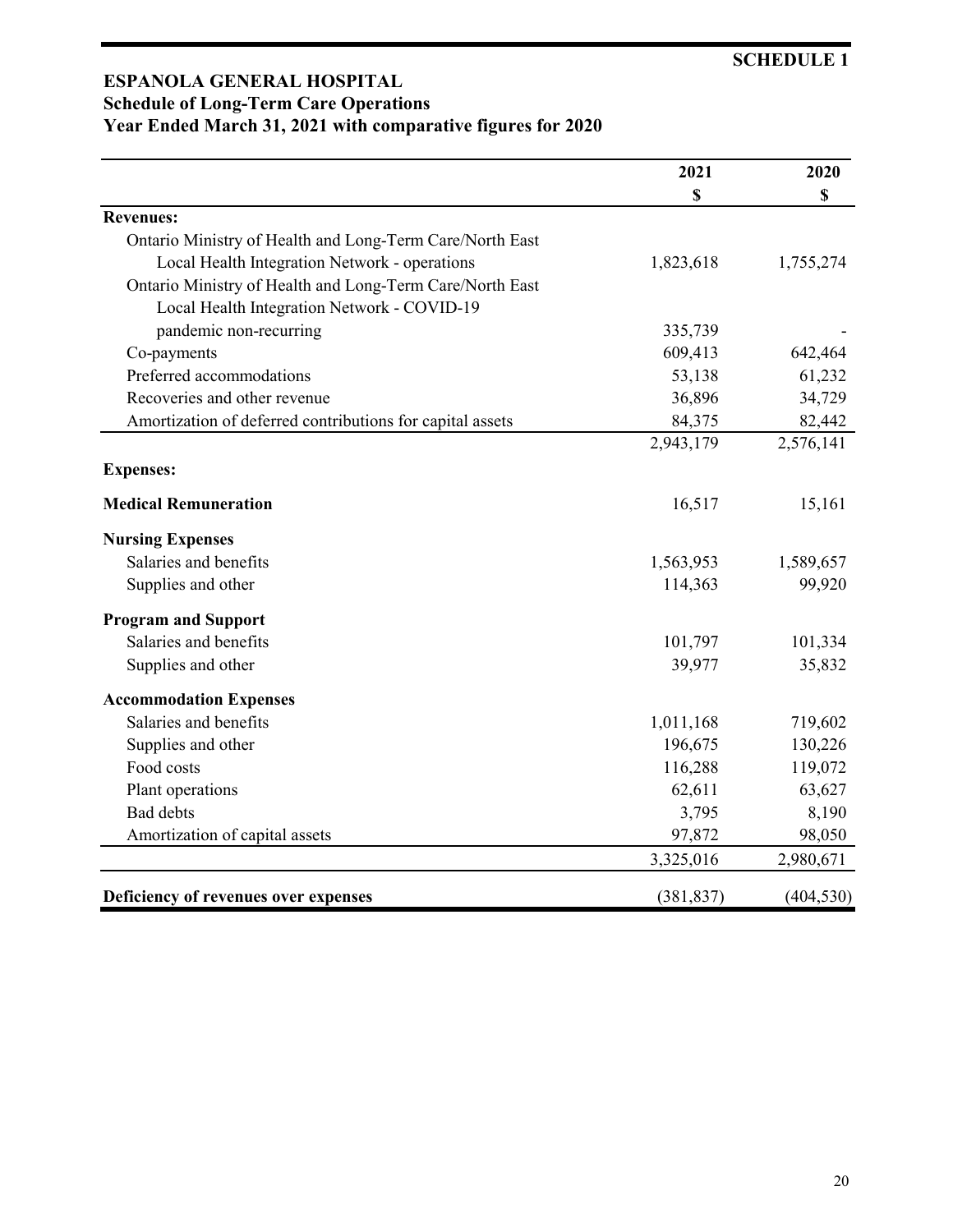SCHEDULE 1

# ESPANOLA GENERAL HOSPITAL
## Schedule of Long-Term Care Operations
## Year Ended March 31, 2021 with comparative figures for 2020

| | 2021 | 2020 |
|---|---|---|
| | $ | $ |
| **Revenues:** | | |
| Ontario Ministry of Health and Long-Term Care/North East Local Health Integration Network - operations | 1,823,618 | 1,755,274 |
| Ontario Ministry of Health and Long-Term Care/North East Local Health Integration Network - COVID-19 pandemic non-recurring | 335,739 | - |
| Co-payments | 609,413 | 642,464 |
| Preferred accommodations | 53,138 | 61,232 |
| Recoveries and other revenue | 36,896 | 34,729 |
| Amortization of deferred contributions for capital assets | 84,375 | 82,442 |
| | 2,943,179 | 2,576,141 |
| **Expenses:** | | |
| **Medical Remuneration** | 16,517 | 15,161 |
| **Nursing Expenses** | | |
| Salaries and benefits | 1,563,953 | 1,589,657 |
| Supplies and other | 114,363 | 99,920 |
| **Program and Support** | | |
| Salaries and benefits | 101,797 | 101,334 |
| Supplies and other | 39,977 | 35,832 |
| **Accommodation Expenses** | | |
| Salaries and benefits | 1,011,168 | 719,602 |
| Supplies and other | 196,675 | 130,226 |
| Food costs | 116,288 | 119,072 |
| Plant operations | 62,611 | 63,627 |
| Bad debts | 3,795 | 8,190 |
| Amortization of capital assets | 97,872 | 98,050 |
| | 3,325,016 | 2,980,671 |
| **Deficiency of revenues over expenses** | (381,837) | (404,530) |